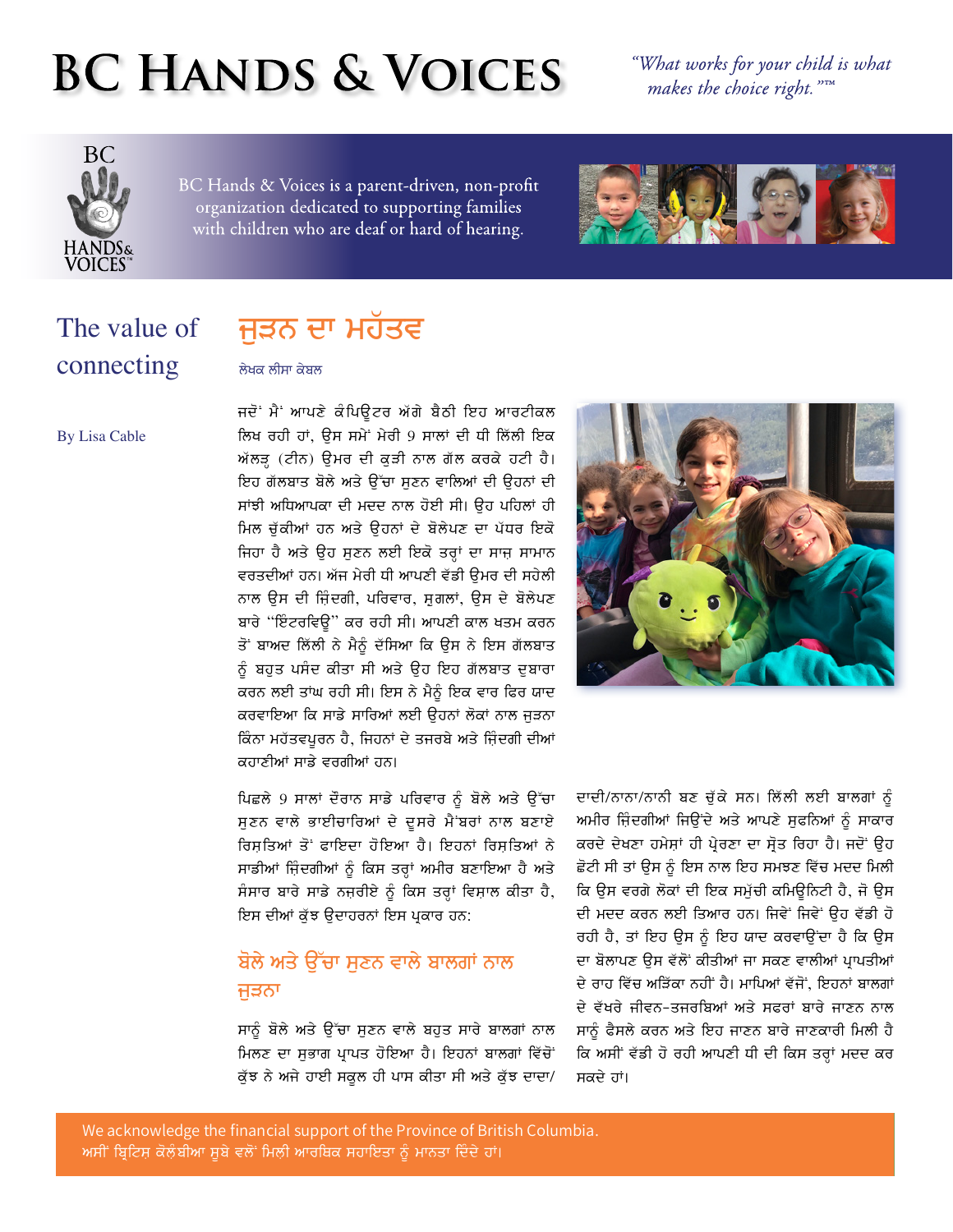# BC Hands & Voices

*"What works for your child is what makes the choice right."™*

BC Hands & Voices is a parent-driven, non-profit organization dedicated to supporting families with children who are deaf or hard of hearing.

## The value of connecting

## ਜੁੜਨ ਦਾ ਮਹੱਤਵ

By Lisa Cable

ਲੇਖਕ ਲੀਸਾ ਕੇਬਲ

ਜਦੋਂ ਮੈਂ ਆਪਣੇ ਕੰਪਿਊਟਰ ਅੱਗੇ ਬੈਠੀ ਇਹ ਆਰਟੀਕਲ ਲਿਖ ਰਹੀ ਹਾਂ, ਉਸ ਸਮੇਂ ਮੇਰੀ 9 ਸਾਲਾਂ ਦੀ ਧੀ ਲਿੱਲੀ ਇਕ ਅੱਲੜ੍ਹ (ਟੀਨ) ਉਮਰ ਦੀ ਕੁੜੀ ਨਾਲ ਗੱਲ ਕਰਕੇ ਹਟੀ ਹੈ। ਇਹ ਗੱਲਬਾਤ ਬੋਲੇ ਅਤੇ ਉੱਚਾ ਸੁਣਨ ਵਾਲਿਆਂ ਦੀ ਉਹਨਾਂ ਦੀ ਸਾਂਝੀ ਅਧਿਆਪਕਾ ਦੀ ਮਦਦ ਨਾਲ ਹੋਈ ਸੀ। ਉਹ ਪਹਿਲਾਂ ਹੀ ਮਿਲ ਚੁੱਕੀਆਂ ਹਨ ਅਤੇ ਉਹਨਾਂ ਦੇ ਬੋਲੇਪਣ ਦਾ ਪੱਧਰ ਇਕੋ ਜਿਹਾ ਹੈ ਅਤੇ ਉਹ ਸੁਣਨ ਲਈ ਇਕੋ ਤਰ੍ਹਾਂ ਦਾ ਸਾਜ਼ ਸਾਮਾਨ ਵਰਤਦੀਆਂ ਹਨ। ਅੱਜ ਮੇਰੀ ਧੀ ਆਪਣੀ ਵੱਡੀ ਉਮਰ ਦੀ ਸਹੇਲੀ ਨਾਲ ਉਸ ਦੀ ਜ਼ਿੰਦਗੀ, ਪਰਿਵਾਰ, ਸ਼ੁਗਲਾਂ, ਉਸ ਦੇ ਬੋਲੇਪਣ ਬਾਰੇ "ਇੰਟਰਵਿਊ" ਕਰ ਰਹੀ ਸੀ। ਆਪਣੀ ਕਾਲ ਖ਼ਤਮ ਕਰਨ ਤੋਂ ਬਾਅਦ ਲਿੱਲੀ ਨੇ ਮੈਨੂੰ ਦੱਸਿਆ ਕਿ ਉਸ ਨੇ ਇਸ ਗੱਲਬਾਤ ਨੂੰ ਬਹੁਤ ਪਸੰਦ ਕੀਤਾ ਸੀ ਅਤੇ ਉਹ ਇਹ ਗੱਲਬਾਤ ਦੁਬਾਰਾ ਕਰਨ ਲਈ ਤਾਂਘ ਰਹੀ ਸੀ। ਇਸ ਨੇ ਮੈਨੂੰ ਇਕ ਵਾਰ ਫਿਰ ਯਾਦ ਕਰਵਾਇਆ ਕਿ ਸਾਡੇ ਸਾਰਿਆਂ ਲਈ ਉਹਨਾਂ ਲੋਕਾਂ ਨਾਲ ਜੁੜਨਾ ਕਿੰਨਾ ਮਹੱਤਵਪੂਰਨ ਹੈ, ਜਿਹਨਾਂ ਦੇ ਤਜਰਬੇ ਅਤੇ ਜ਼ਿੰਦਗੀ ਦੀਆਂ ਕਹਾਣੀਆਂ ਸਾਡੇ ਵਰਗੀਆਂ ਹਨ।

ਪਿਛਲੇ 9 ਸਾਲਾਂ ਦੌਰਾਨ ਸਾਡੇ ਪਰਿਵਾਰ ਨੂੰ ਬੋਲੇ ਅਤੇ ਉੱਚਾ ਸੁਣਨ ਵਾਲੇ ਭਾਈਚਾਰਿਆਂ ਦੇ ਦੂਸਰੇ ਮੈਂਬਰਾਂ ਨਾਲ ਬਣਾਏ ਰਿਸ਼ਤਿਆਂ ਤੋਂ ਫਾਇਦਾ ਹੋਇਆ ਹੈ। ਇਹਨਾਂ ਰਿਸ਼ਤਿਆਂ ਨੇ ਸਾਡੀਆਂ ਜ਼ਿੰਦਗੀਆਂ ਨੂੰ ਕਿਸ ਤਰ੍ਹਾਂ ਅਮੀਰ ਬਣਾਇਆ ਹੈ ਅਤੇ ਸੰਸਾਰ ਬਾਰੇ ਸਾਡੇ ਨਜ਼ਰੀਏ ਨੂੰ ਕਿਸ ਤਰ੍ਹਾਂ ਵਿਸ਼ਾਲ ਕੀਤਾ ਹੈ, ਇਸ ਦੀਆਂ ਕੁੱਝ ਉਦਾਹਰਨਾਂ ਇਸ ਪ੍ਰਕਾਰ ਹਨ:

### ਬੋਲੇ ਅਤੇ ਉੱਚਾ ਸੁਣਨ ਵਾਲੇ ਬਾਲਗਾਂ ਨਾਲ ਜੁੜਨਾ

ਸਾਨੂੰ ਬੋਲੇ ਅਤੇ ਉੱਚਾ ਸੁਣਨ ਵਾਲੇ ਬਹੁਤ ਸਾਰੇ ਬਾਲਗਾਂ ਨਾਲ ਮਿਲਣ ਦਾ ਸੁਭਾਗ ਪ੍ਰਾਪਤ ਹੋਇਆ ਹੈ। ਇਹਨਾਂ ਬਾਲਗਾਂ ਵਿੱਚੋਂ ਕੁੱਝ ਨੇ ਅਜੇ ਹਾਈ ਸਕੂਲ ਹੀ ਪਾਸ ਕੀਤਾ ਸੀ ਅਤੇ ਕੁੱਝ ਦਾਦਾ/ਦਾਦੀ/ਨਾਨਾ/ਨਾਨੀ ਬਣ ਚੁੱਕੇ ਸਨ। ਲਿੱਲੀ ਲਈ ਬਾਲਗਾਂ ਨੂੰ ਅਮੀਰ ਜ਼ਿੰਦਗੀਆਂ ਜਿਉਂਦੇ ਅਤੇ ਆਪਣੇ ਸੁਫਨਿਆਂ ਨੂੰ ਸਾਕਾਰ ਕਰਦੇ ਦੇਖਣਾ ਹਮੇਸ਼ਾਂ ਹੀ ਪ੍ਰੇਰਣਾ ਦਾ ਸ੍ਰੋਤ ਰਿਹਾ ਹੈ। ਜਦੋਂ ਉਹ ਛੋਟੀ ਸੀ ਤਾਂ ਉਸ ਨੂੰ ਇਸ ਨਾਲ ਇਹ ਸਮਝਣ ਵਿੱਚ ਮਦਦ ਮਿਲੀ ਕਿ ਉਸ ਵਰਗੇ ਲੋਕਾਂ ਦੀ ਇਕ ਸਮੁੱਚੀ ਕਮਿਊਨਿਟੀ ਹੈ, ਜੋ ਉਸ ਦੀ ਮਦਦ ਕਰਨ ਲਈ ਤਿਆਰ ਹਨ। ਜਿਵੇਂ ਜਿਵੇਂ ਉਹ ਵੱਡੀ ਹੋ ਰਹੀ ਹੈ, ਤਾਂ ਇਹ ਉਸ ਨੂੰ ਇਹ ਯਾਦ ਕਰਵਾਉਂਦਾ ਹੈ ਕਿ ਉਸ ਦਾ ਬੋਲਾਪਣ ਉਸ ਵੱਲੋਂ ਕੀਤੀਆਂ ਜਾ ਸਕਣ ਵਾਲੀਆਂ ਪ੍ਰਾਪਤੀਆਂ ਦੇ ਰਾਹ ਵਿੱਚ ਅੜਿੱਕਾ ਨਹੀਂ ਹੈ। ਮਾਪਿਆਂ ਵੱਜੋਂ, ਇਹਨਾਂ ਬਾਲਗਾਂ ਦੇ ਵੱਖਰੇ ਜੀਵਨ-ਤਜਰਬਿਆਂ ਅਤੇ ਸਫਰਾਂ ਬਾਰੇ ਜਾਣਨ ਨਾਲ ਸਾਨੂੰ ਫੈਸਲੇ ਕਰਨ ਅਤੇ ਇਹ ਜਾਣਨ ਬਾਰੇ ਜਾਣਕਾਰੀ ਮਿਲੀ ਹੈ ਕਿ ਅਸੀਂ ਵੱਡੀ ਹੋ ਰਹੀ ਆਪਣੀ ਧੀ ਦੀ ਕਿਸ ਤਰ੍ਹਾਂ ਮਦਦ ਕਰ ਸਕਦੇ ਹਾਂ।

We acknowledge the financial support of the Province of British Columbia.
ਅਸੀਂ ਬ੍ਰਿਟਿਸ਼ ਕੋਲੰਬੀਆ ਸੂਬੇ ਵਲੋਂ ਮਿਲੀ ਆਰਥਿਕ ਸਹਾਇਤਾ ਨੂੰ ਮਾਨਤਾ ਦਿੰਦੇ ਹਾਂ।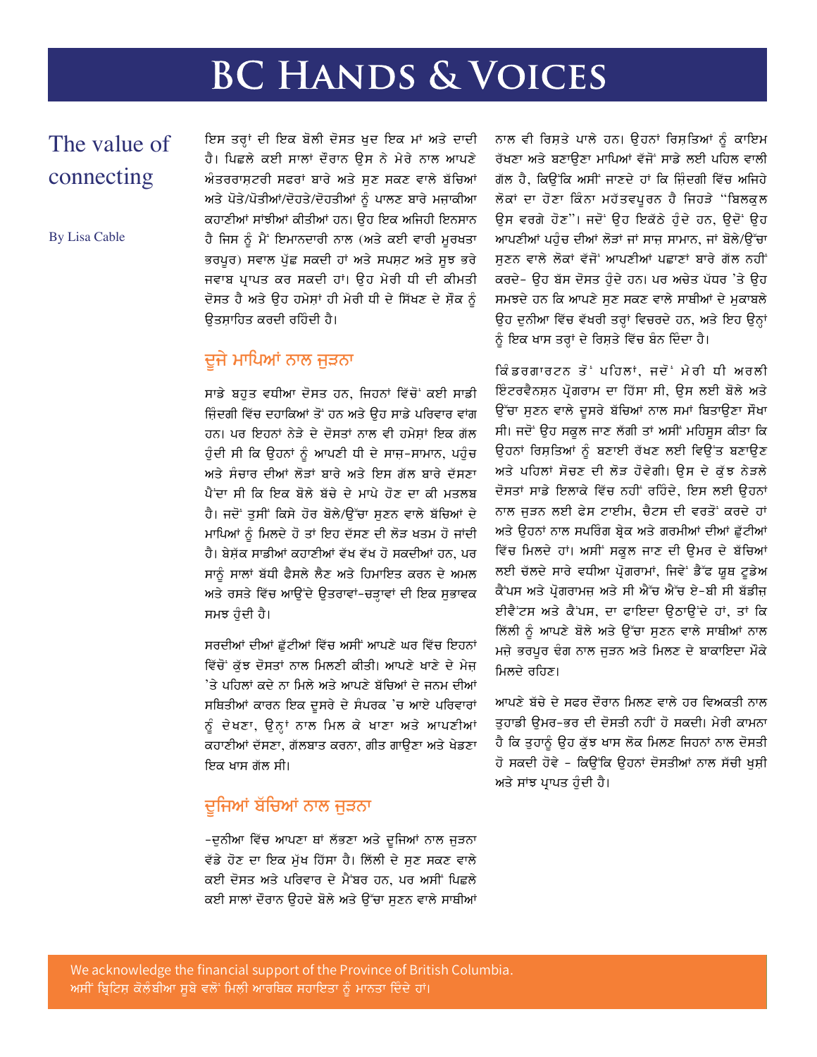# BC Hands & Voices

## The value of connecting

By Lisa Cable

ਇਸ ਤਰ੍ਹਾਂ ਦੀ ਇਕ ਬੋਲੀ ਦੋਸਤ ਖੁਦ ਇਕ ਮਾਂ ਅਤੇ ਦਾਦੀ ਹੈ। ਪਿਛਲੇ ਕਈ ਸਾਲਾਂ ਦੌਰਾਨ ਉਸ ਨੇ ਮੇਰੇ ਨਾਲ ਆਪਣੇ ਅੰਤਰਰਾਸ਼ਟਰੀ ਸਫਰਾਂ ਬਾਰੇ ਅਤੇ ਸੁਣ ਸਕਣ ਵਾਲੇ ਬੱਚਿਆਂ ਅਤੇ ਪੋਤੇ/ਪੋਤੀਆਂ/ਦੋਹਤੇ/ਦੋਹਤੀਆਂ ਨੂੰ ਪਾਲਣ ਬਾਰੇ ਮਜ਼ਾਕੀਆ ਕਹਾਣੀਆਂ ਸਾਂਝੀਆਂ ਕੀਤੀਆਂ ਹਨ। ਉਹ ਇਕ ਅਜਿਹੀ ਇਨਸਾਨ ਹੈ ਜਿਸ ਨੂੰ ਮੈਂ ਇਮਾਨਦਾਰੀ ਨਾਲ (ਅਤੇ ਕਈ ਵਾਰੀ ਮੂਰਖਤਾ ਭਰਪੂਰ) ਸਵਾਲ ਪੁੱਛ ਸਕਦੀ ਹਾਂ ਅਤੇ ਸਪਸ਼ਟ ਅਤੇ ਸੂਝ ਭਰੇ ਜਵਾਬ ਪ੍ਰਾਪਤ ਕਰ ਸਕਦੀ ਹਾਂ। ਉਹ ਮੇਰੀ ਧੀ ਦੀ ਕੀਮਤੀ ਦੋਸਤ ਹੈ ਅਤੇ ਉਹ ਹਮੇਸ਼ਾਂ ਹੀ ਮੇਰੀ ਧੀ ਦੇ ਸਿੱਖਣ ਦੇ ਸ਼ੌਕ ਨੂੰ ਉਤਸ਼ਾਹਿਤ ਕਰਦੀ ਰਹਿੰਦੀ ਹੈ।

### ਦੂਜੇ ਮਾਪਿਆਂ ਨਾਲ ਜੁੜਨਾ

ਸਾਡੇ ਬਹੁਤ ਵਧੀਆ ਦੋਸਤ ਹਨ, ਜਿਹਨਾਂ ਵਿੱਚੋਂ ਕਈ ਸਾਡੀ ਜ਼ਿੰਦਗੀ ਵਿੱਚ ਦਹਾਕਿਆਂ ਤੋਂ ਹਨ ਅਤੇ ਉਹ ਸਾਡੇ ਪਰਿਵਾਰ ਵਾਂਗ ਹਨ। ਪਰ ਇਹਨਾਂ ਨੇੜੇ ਦੇ ਦੋਸਤਾਂ ਨਾਲ ਵੀ ਹਮੇਸ਼ਾਂ ਇਕ ਗੱਲ ਹੁੰਦੀ ਸੀ ਕਿ ਉਹਨਾਂ ਨੂੰ ਆਪਣੀ ਧੀ ਦੇ ਸਾਜ਼-ਸਾਮਾਨ, ਪਹੁੰਚ ਅਤੇ ਸੰਚਾਰ ਦੀਆਂ ਲੋੜਾਂ ਬਾਰੇ ਅਤੇ ਇਸ ਗੱਲ ਬਾਰੇ ਦੱਸਣਾ ਪੈਂਦਾ ਸੀ ਕਿ ਇਕ ਬੋਲੇ ਬੱਚੇ ਦੇ ਮਾਪੇ ਹੋਣ ਦਾ ਕੀ ਮਤਲਬ ਹੈ। ਜਦੋਂ ਤੁਸੀਂ ਕਿਸੇ ਹੋਰ ਬੋਲੇ/ਉੱਚਾ ਸੁਣਨ ਵਾਲੇ ਬੱਚਿਆਂ ਦੇ ਮਾਪਿਆਂ ਨੂੰ ਮਿਲਦੇ ਹੋ ਤਾਂ ਇਹ ਦੱਸਣ ਦੀ ਲੋੜ ਖਤਮ ਹੋ ਜਾਂਦੀ ਹੈ। ਬੇਸ਼ੱਕ ਸਾਡੀਆਂ ਕਹਾਣੀਆਂ ਵੱਖ ਵੱਖ ਹੋ ਸਕਦੀਆਂ ਹਨ, ਪਰ ਸਾਨੂੰ ਸਾਲਾਂ ਬੱਧੀ ਫੈਸਲੇ ਲੈਣ ਅਤੇ ਹਿਮਾਇਤ ਕਰਨ ਦੇ ਅਮਲ ਅਤੇ ਰਸਤੇ ਵਿੱਚ ਆਉਂਦੇ ਉਤਰਾਵਾਂ-ਚੜ੍ਹਾਵਾਂ ਦੀ ਇਕ ਸੁਭਾਵਕ ਸਮਝ ਹੁੰਦੀ ਹੈ।

ਸਰਦੀਆਂ ਦੀਆਂ ਛੁੱਟੀਆਂ ਵਿੱਚ ਅਸੀਂ ਆਪਣੇ ਘਰ ਵਿੱਚ ਇਹਨਾਂ ਵਿੱਚੋਂ ਕੁੱਝ ਦੋਸਤਾਂ ਨਾਲ ਮਿਲਣੀ ਕੀਤੀ। ਆਪਣੇ ਖਾਣੇ ਦੇ ਮੇਜ਼ 'ਤੇ ਪਹਿਲਾਂ ਕਦੇ ਨਾ ਮਿਲੇ ਅਤੇ ਆਪਣੇ ਬੱਚਿਆਂ ਦੇ ਜਨਮ ਦੀਆਂ ਸਥਿਤੀਆਂ ਕਾਰਨ ਇਕ ਦੂਸਰੇ ਦੇ ਸੰਪਰਕ 'ਚ ਆਏ ਪਰਿਵਾਰਾਂ ਨੂੰ ਦੇਖਣਾ, ਉਨ੍ਹਾਂ ਨਾਲ ਮਿਲ ਕੇ ਖਾਣਾ ਅਤੇ ਆਪਣੀਆਂ ਕਹਾਣੀਆਂ ਦੱਸਣਾ, ਗੱਲਬਾਤ ਕਰਨਾ, ਗੀਤ ਗਾਉਣਾ ਅਤੇ ਖੇਡਣਾ ਇਕ ਖਾਸ ਗੱਲ ਸੀ।

### ਦੂਜਿਆਂ ਬੱਚਿਆਂ ਨਾਲ ਜੁੜਨਾ

-ਦੁਨੀਆ ਵਿੱਚ ਆਪਣਾ ਥਾਂ ਲੱਭਣਾ ਅਤੇ ਦੂਜਿਆਂ ਨਾਲ ਜੁੜਨਾ ਵੱਡੇ ਹੋਣ ਦਾ ਇਕ ਮੁੱਖ ਹਿੱਸਾ ਹੈ। ਲਿੱਲੀ ਦੇ ਸੁਣ ਸਕਣ ਵਾਲੇ ਕਈ ਦੋਸਤ ਅਤੇ ਪਰਿਵਾਰ ਦੇ ਮੈਂਬਰ ਹਨ, ਪਰ ਅਸੀਂ ਪਿਛਲੇ ਕਈ ਸਾਲਾਂ ਦੌਰਾਨ ਉਹਦੇ ਬੋਲੇ ਅਤੇ ਉੱਚਾ ਸੁਣਨ ਵਾਲੇ ਸਾਥੀਆਂ ਨਾਲ ਵੀ ਰਿਸ਼ਤੇ ਪਾਲੇ ਹਨ। ਉਹਨਾਂ ਰਿਸ਼ਤਿਆਂ ਨੂੰ ਕਾਇਮ ਰੱਖਣਾ ਅਤੇ ਬਣਾਉਣਾ ਮਾਪਿਆਂ ਵੱਜੋਂ ਸਾਡੇ ਲਈ ਪਹਿਲ ਵਾਲੀ ਗੱਲ ਹੈ, ਕਿਉਂਕਿ ਅਸੀਂ ਜਾਣਦੇ ਹਾਂ ਕਿ ਜ਼ਿੰਦਗੀ ਵਿੱਚ ਅਜਿਹੇ ਲੋਕਾਂ ਦਾ ਹੋਣਾ ਕਿੰਨਾ ਮਹੱਤਵਪੂਰਨ ਹੈ ਜਿਹੜੇ "ਬਿਲਕੁਲ ਉਸ ਵਰਗੇ ਹੋਣ"। ਜਦੋਂ ਉਹ ਇਕੱਠੇ ਹੁੰਦੇ ਹਨ, ਉਦੋਂ ਉਹ ਆਪਣੀਆਂ ਪਹੁੰਚ ਦੀਆਂ ਲੋੜਾਂ ਜਾਂ ਸਾਜ਼ ਸਾਮਾਨ, ਜਾਂ ਬੋਲੇ/ਉੱਚਾ ਸੁਣਨ ਵਾਲੇ ਲੋਕਾਂ ਵੱਜੋਂ ਆਪਣੀਆਂ ਪਛਾਣਾਂ ਬਾਰੇ ਗੱਲ ਨਹੀਂ ਕਰਦੇ- ਉਹ ਬੱਸ ਦੋਸਤ ਹੁੰਦੇ ਹਨ। ਪਰ ਅਚੇਤ ਪੱਧਰ 'ਤੇ ਉਹ ਸਮਝਦੇ ਹਨ ਕਿ ਆਪਣੇ ਸੁਣ ਸਕਣ ਵਾਲੇ ਸਾਥੀਆਂ ਦੇ ਮੁਕਾਬਲੇ ਉਹ ਦੁਨੀਆ ਵਿੱਚ ਵੱਖਰੀ ਤਰ੍ਹਾਂ ਵਿਚਰਦੇ ਹਨ, ਅਤੇ ਇਹ ਉਨ੍ਹਾਂ ਨੂੰ ਇਕ ਖਾਸ ਤਰ੍ਹਾਂ ਦੇ ਰਿਸ਼ਤੇ ਵਿੱਚ ਬੰਨ ਦਿੰਦਾ ਹੈ।

ਕਿੰਡਰਗਾਰਟਨ ਤੋਂ ਪਹਿਲਾਂ, ਜਦੋਂ ਮੇਰੀ ਧੀ ਅਰਲੀ ਇੰਟਰਵੈਨਸ਼ਨ ਪ੍ਰੋਗਰਾਮ ਦਾ ਹਿੱਸਾ ਸੀ, ਉਸ ਲਈ ਬੋਲੇ ਅਤੇ ਉੱਚਾ ਸੁਣਨ ਵਾਲੇ ਦੂਸਰੇ ਬੱਚਿਆਂ ਨਾਲ ਸਮਾਂ ਬਿਤਾਉਣਾ ਸੌਖਾ ਸੀ। ਜਦੋਂ ਉਹ ਸਕੂਲ ਜਾਣ ਲੱਗੀ ਤਾਂ ਅਸੀਂ ਮਹਿਸੂਸ ਕੀਤਾ ਕਿ ਉਹਨਾਂ ਰਿਸ਼ਤਿਆਂ ਨੂੰ ਬਣਾਈ ਰੱਖਣ ਲਈ ਵਿਉਂਤ ਬਣਾਉਣ ਅਤੇ ਪਹਿਲਾਂ ਸੋਚਣ ਦੀ ਲੋੜ ਹੋਵੇਗੀ। ਉਸ ਦੇ ਕੁੱਝ ਨੇੜਲੇ ਦੋਸਤਾਂ ਸਾਡੇ ਇਲਾਕੇ ਵਿੱਚ ਨਹੀਂ ਰਹਿੰਦੇ, ਇਸ ਲਈ ਉਹਨਾਂ ਨਾਲ ਜੁੜਨ ਲਈ ਫੇਸ ਟਾਈਮ, ਚੈਟਸ ਦੀ ਵਰਤੋਂ ਕਰਦੇ ਹਾਂ ਅਤੇ ਉਹਨਾਂ ਨਾਲ ਸਪਰਿੰਗ ਬ੍ਰੇਕ ਅਤੇ ਗਰਮੀਆਂ ਦੀਆਂ ਛੁੱਟੀਆਂ ਵਿੱਚ ਮਿਲਦੇ ਹਾਂ। ਅਸੀਂ ਸਕੂਲ ਜਾਣ ਦੀ ਉਮਰ ਦੇ ਬੱਚਿਆਂ ਲਈ ਚੱਲਦੇ ਸਾਰੇ ਵਧੀਆ ਪ੍ਰੋਗਰਾਮਾਂ, ਜਿਵੇਂ ਡੈੱਫ ਯੂਥ ਟੂਡੇਅ ਕੈਂਪਸ ਅਤੇ ਪ੍ਰੋਗਰਾਮਜ਼ ਅਤੇ ਸੀ ਐੱਚ ਐੱਚ ਏ-ਬੀ ਸੀ ਬੱਡੀਜ਼ ਈਵੈਂਟਸ ਅਤੇ ਕੈਂਪਸ, ਦਾ ਫਾਇਦਾ ਉਠਾਉਂਦੇ ਹਾਂ, ਤਾਂ ਕਿ ਲਿੱਲੀ ਨੂੰ ਆਪਣੇ ਬੋਲੇ ਅਤੇ ਉੱਚਾ ਸੁਣਨ ਵਾਲੇ ਸਾਥੀਆਂ ਨਾਲ ਮਜ਼ੇ ਭਰਪੂਰ ਢੰਗ ਨਾਲ ਜੁੜਨ ਅਤੇ ਮਿਲਣ ਦੇ ਬਾਕਾਇਦਾ ਮੌਕੇ ਮਿਲਦੇ ਰਹਿਣ।

ਆਪਣੇ ਬੱਚੇ ਦੇ ਸਫਰ ਦੌਰਾਨ ਮਿਲਣ ਵਾਲੇ ਹਰ ਵਿਅਕਤੀ ਨਾਲ ਤੁਹਾਡੀ ਉਮਰ-ਭਰ ਦੀ ਦੋਸਤੀ ਨਹੀਂ ਹੋ ਸਕਦੀ। ਮੇਰੀ ਕਾਮਨਾ ਹੈ ਕਿ ਤੁਹਾਨੂੰ ਉਹ ਕੁੱਝ ਖਾਸ ਲੋਕ ਮਿਲਣ ਜਿਹਨਾਂ ਨਾਲ ਦੋਸਤੀ ਹੋ ਸਕਦੀ ਹੋਵੇ - ਕਿਉਂਕਿ ਉਹਨਾਂ ਦੋਸਤੀਆਂ ਨਾਲ ਸੱਚੀ ਖੁਸ਼ੀ ਅਤੇ ਸਾਂਝ ਪ੍ਰਾਪਤ ਹੁੰਦੀ ਹੈ।

We acknowledge the financial support of the Province of British Columbia.
ਅਸੀਂ ਬ੍ਰਿਟਿਸ਼ ਕੋਲੰਬੀਆ ਸੂਬੇ ਵਲੋਂ ਮਿਲੀ ਆਰਥਿਕ ਸਹਾਇਤਾ ਨੂੰ ਮਾਨਤਾ ਦਿੰਦੇ ਹਾਂ।